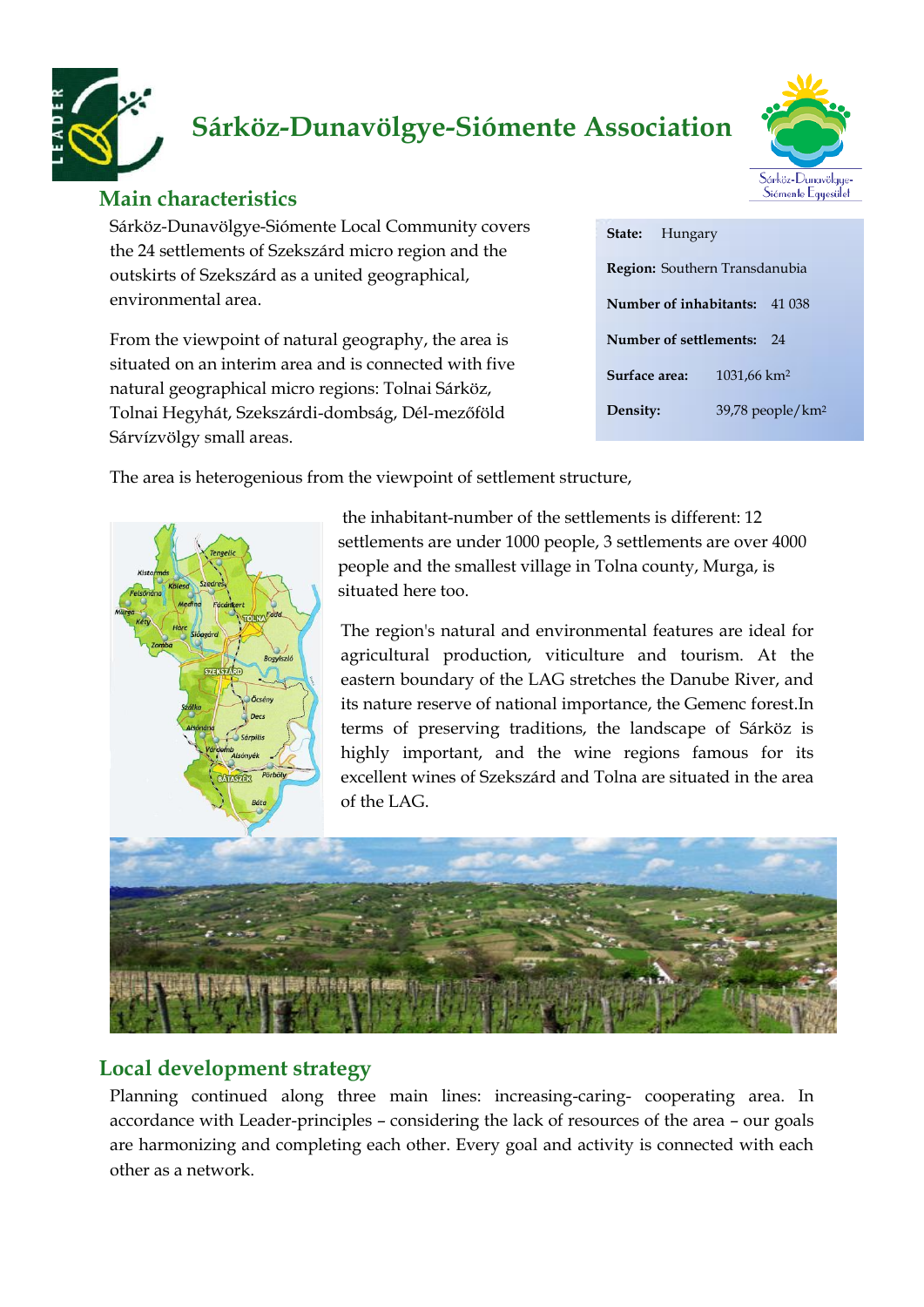# Sárköz-Dunavölgye-Siómente Association

## Main characteristics

Sárköz-Dunavölgye-Siómente Local Community covers the 24 settlements of Szekszárd micro region and the outskirts of Szekszárd as a united geographical, environmental area.

From the viewpoint of natural geography, the area is situated on an interim area and is connected with five natural geographical micro regions: Tolnai Sárköz, Tolnai Hegyhát, Szekszárdi-dombság, Dél-mezőföld Sárvízvölgy small areas.

| | |
|---|---|
| **State:** | Hungary |
| **Region:** | Southern Transdanubia |
| **Number of inhabitants:** | 41 038 |
| **Number of settlements:** | 24 |
| **Surface area:** | 1031,66 km² |
| **Density:** | 39,78 people/km² |

The area is heterogenious from the viewpoint of settlement structure, the inhabitant-number of the settlements is different: 12 settlements are under 1000 people, 3 settlements are over 4000 people and the smallest village in Tolna county, Murga, is situated here too.

The region's natural and environmental features are ideal for agricultural production, viticulture and tourism. At the eastern boundary of the LAG stretches the Danube River, and its nature reserve of national importance, the Gemenc forest.In terms of preserving traditions, the landscape of Sárköz is highly important, and the wine regions famous for its excellent wines of Szekszárd and Tolna are situated in the area of the LAG.

## Local development strategy

Planning continued along three main lines: increasing-caring- cooperating area. In accordance with Leader-principles – considering the lack of resources of the area – our goals are harmonizing and completing each other. Every goal and activity is connected with each other as a network.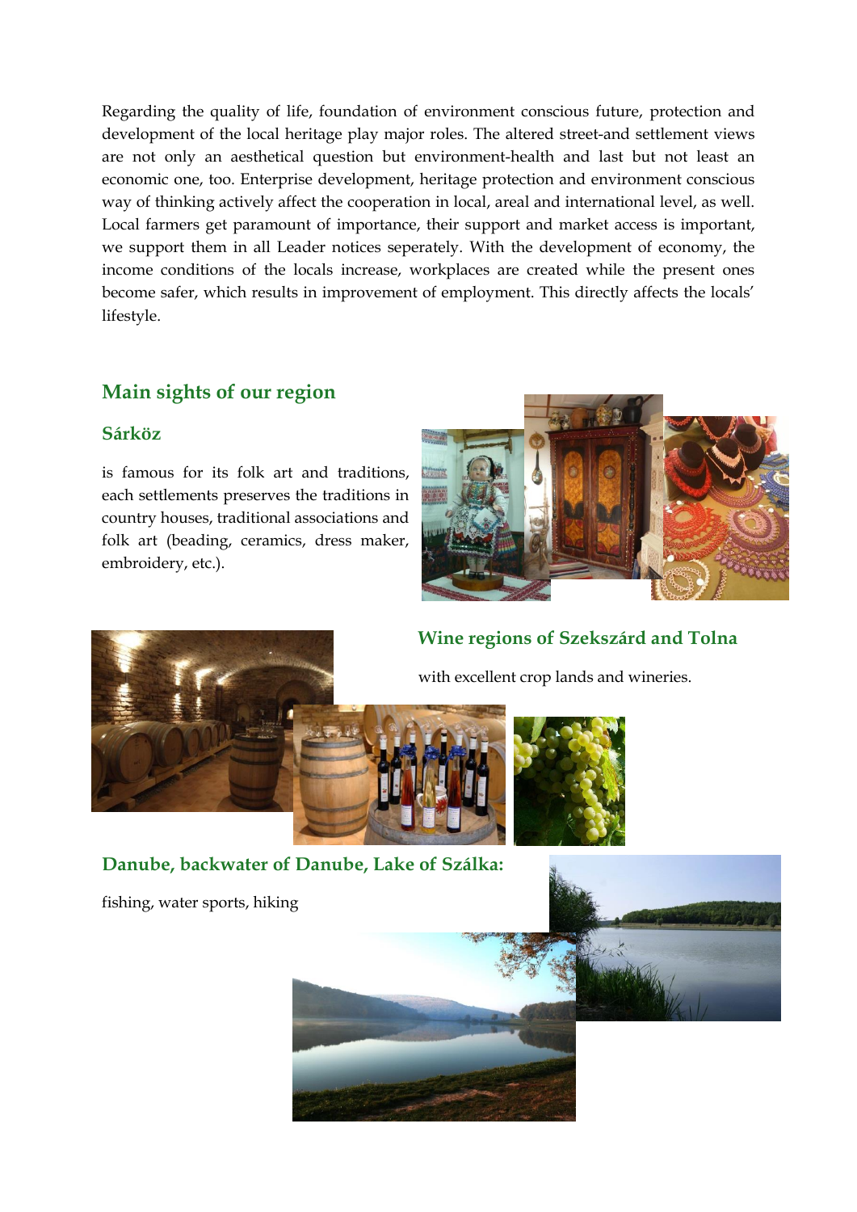Regarding the quality of life, foundation of environment conscious future, protection and development of the local heritage play major roles. The altered street-and settlement views are not only an aesthetical question but environment-health and last but not least an economic one, too. Enterprise development, heritage protection and environment conscious way of thinking actively affect the cooperation in local, areal and international level, as well. Local farmers get paramount of importance, their support and market access is important, we support them in all Leader notices seperately. With the development of economy, the income conditions of the locals increase, workplaces are created while the present ones become safer, which results in improvement of employment. This directly affects the locals' lifestyle.

## Main sights of our region

### Sárköz

is famous for its folk art and traditions, each settlements preserves the traditions in country houses, traditional associations and folk art (beading, ceramics, dress maker, embroidery, etc.).

### Wine regions of Szekszárd and Tolna

with excellent crop lands and wineries.

### Danube, backwater of Danube, Lake of Szálka:

fishing, water sports, hiking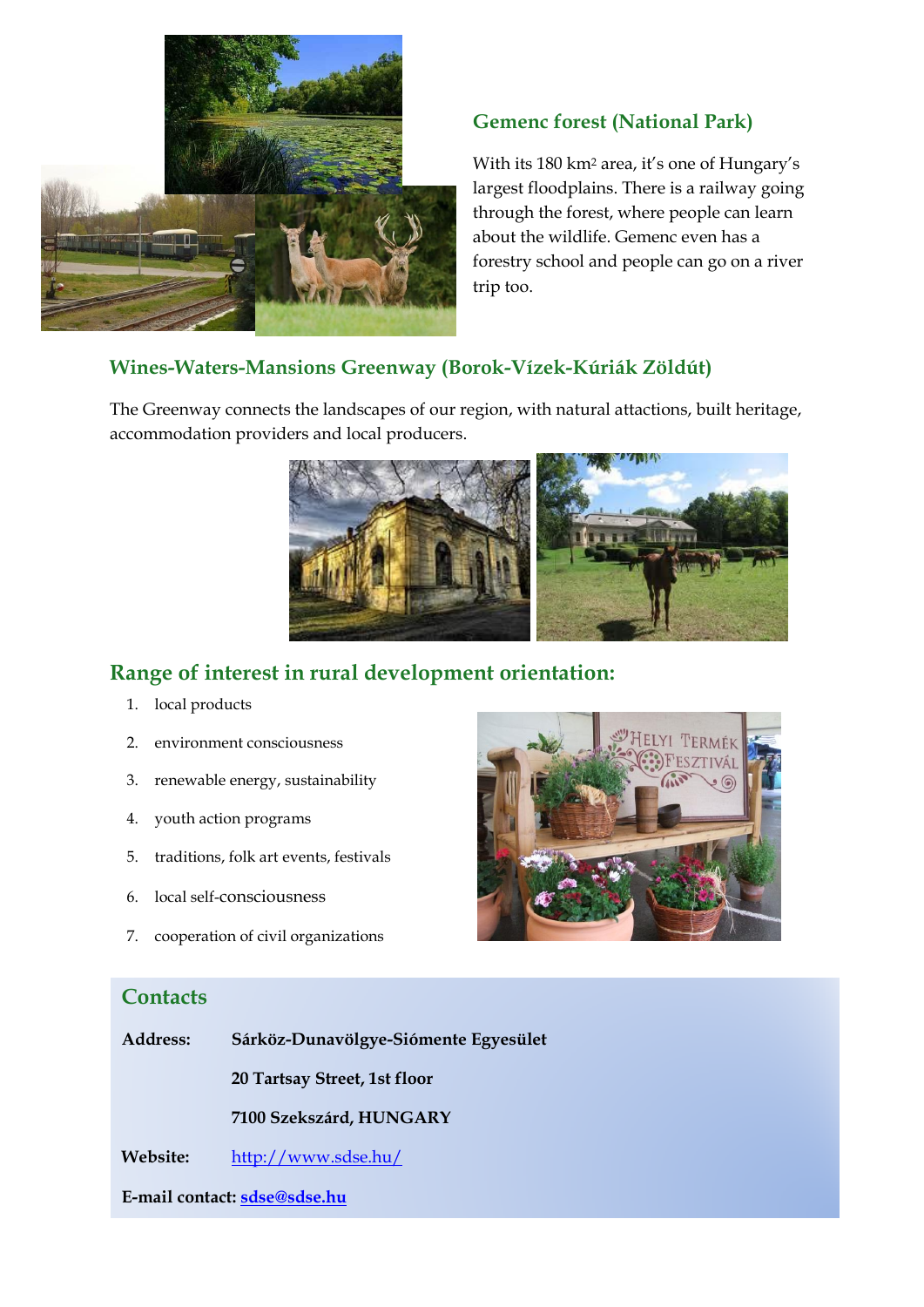## Gemenc forest (National Park)

With its 180 km$^2$ area, it's one of Hungary's largest floodplains. There is a railway going through the forest, where people can learn about the wildlife. Gemenc even has a forestry school and people can go on a river trip too.

## Wines-Waters-Mansions Greenway (Borok-Vízek-Kúriák Zöldút)

The Greenway connects the landscapes of our region, with natural attactions, built heritage, accommodation providers and local producers.

## Range of interest in rural development orientation:

1. local products
2. environment consciousness
3. renewable energy, sustainability
4. youth action programs
5. traditions, folk art events, festivals
6. local self-consciousness
7. cooperation of civil organizations

## Contacts

**Address:** **Sárköz-Dunavölgye-Siómente Egyesület**

**20 Tartsay Street, 1st floor**

**7100 Szekszárd, HUNGARY**

**Website:** http://www.sdse.hu/

**E-mail contact:** **sdse@sdse.hu**